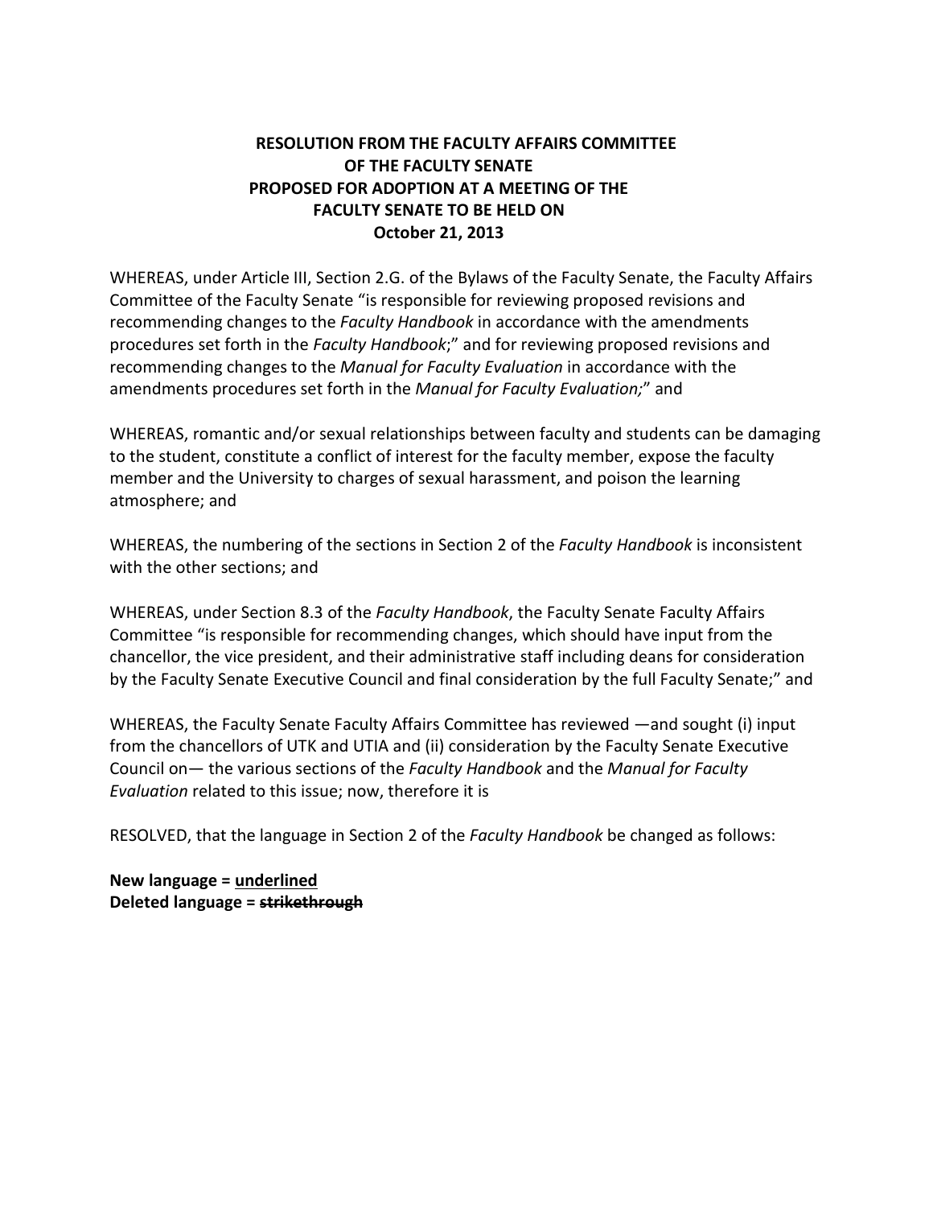**RESOLUTION FROM THE FACULTY AFFAIRS COMMITTEE OF THE FACULTY SENATE PROPOSED FOR ADOPTION AT A MEETING OF THE FACULTY SENATE TO BE HELD ON October 21, 2013**

WHEREAS, under Article III, Section 2.G. of the Bylaws of the Faculty Senate, the Faculty Affairs Committee of the Faculty Senate "is responsible for reviewing proposed revisions and recommending changes to the *Faculty Handbook* in accordance with the amendments procedures set forth in the *Faculty Handbook*;" and for reviewing proposed revisions and recommending changes to the *Manual for Faculty Evaluation* in accordance with the amendments procedures set forth in the *Manual for Faculty Evaluation;*" and

WHEREAS, romantic and/or sexual relationships between faculty and students can be damaging to the student, constitute a conflict of interest for the faculty member, expose the faculty member and the University to charges of sexual harassment, and poison the learning atmosphere; and

WHEREAS, the numbering of the sections in Section 2 of the *Faculty Handbook* is inconsistent with the other sections; and

WHEREAS, under Section 8.3 of the *Faculty Handbook*, the Faculty Senate Faculty Affairs Committee "is responsible for recommending changes, which should have input from the chancellor, the vice president, and their administrative staff including deans for consideration by the Faculty Senate Executive Council and final consideration by the full Faculty Senate;" and

WHEREAS, the Faculty Senate Faculty Affairs Committee has reviewed —and sought (i) input from the chancellors of UTK and UTIA and (ii) consideration by the Faculty Senate Executive Council on— the various sections of the *Faculty Handbook* and the *Manual for Faculty Evaluation* related to this issue; now, therefore it is

RESOLVED, that the language in Section 2 of the *Faculty Handbook* be changed as follows:

**New language = <u>underlined</u>**
**Deleted language = ~~strikethrough~~**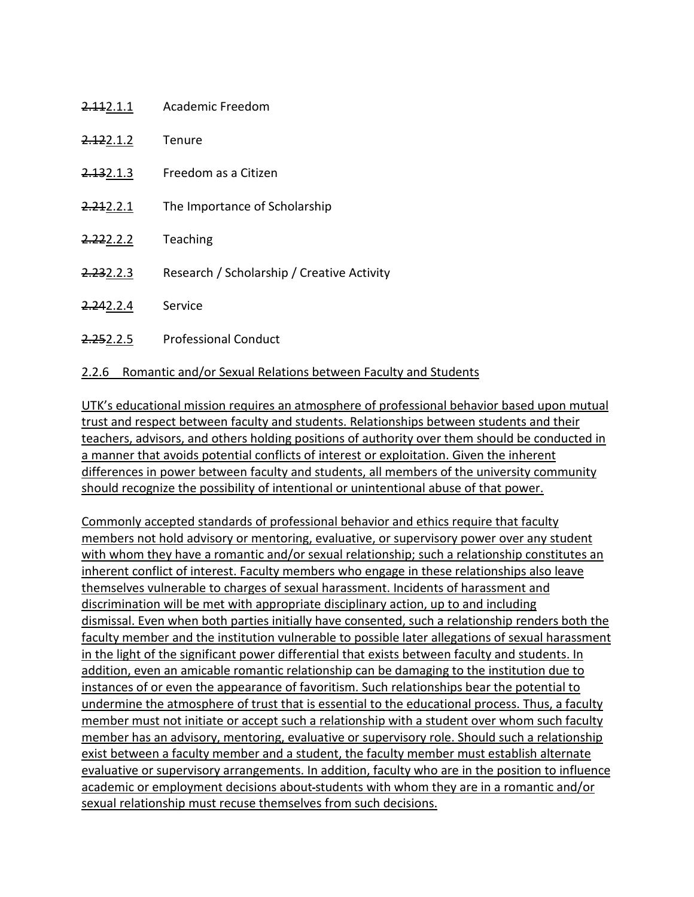~~2.11~~2.1.1 Academic Freedom

~~2.12~~2.1.2 Tenure

~~2.13~~2.1.3 Freedom as a Citizen

~~2.21~~2.2.1 The Importance of Scholarship

~~2.22~~2.2.2 Teaching

~~2.23~~2.2.3 Research / Scholarship / Creative Activity

~~2.24~~2.2.4 Service

~~2.25~~2.2.5 Professional Conduct

2.2.6 Romantic and/or Sexual Relations between Faculty and Students

UTK's educational mission requires an atmosphere of professional behavior based upon mutual trust and respect between faculty and students. Relationships between students and their teachers, advisors, and others holding positions of authority over them should be conducted in a manner that avoids potential conflicts of interest or exploitation. Given the inherent differences in power between faculty and students, all members of the university community should recognize the possibility of intentional or unintentional abuse of that power.

Commonly accepted standards of professional behavior and ethics require that faculty members not hold advisory or mentoring, evaluative, or supervisory power over any student with whom they have a romantic and/or sexual relationship; such a relationship constitutes an inherent conflict of interest. Faculty members who engage in these relationships also leave themselves vulnerable to charges of sexual harassment. Incidents of harassment and discrimination will be met with appropriate disciplinary action, up to and including dismissal. Even when both parties initially have consented, such a relationship renders both the faculty member and the institution vulnerable to possible later allegations of sexual harassment in the light of the significant power differential that exists between faculty and students. In addition, even an amicable romantic relationship can be damaging to the institution due to instances of or even the appearance of favoritism. Such relationships bear the potential to undermine the atmosphere of trust that is essential to the educational process. Thus, a faculty member must not initiate or accept such a relationship with a student over whom such faculty member has an advisory, mentoring, evaluative or supervisory role. Should such a relationship exist between a faculty member and a student, the faculty member must establish alternate evaluative or supervisory arrangements. In addition, faculty who are in the position to influence academic or employment decisions about-students with whom they are in a romantic and/or sexual relationship must recuse themselves from such decisions.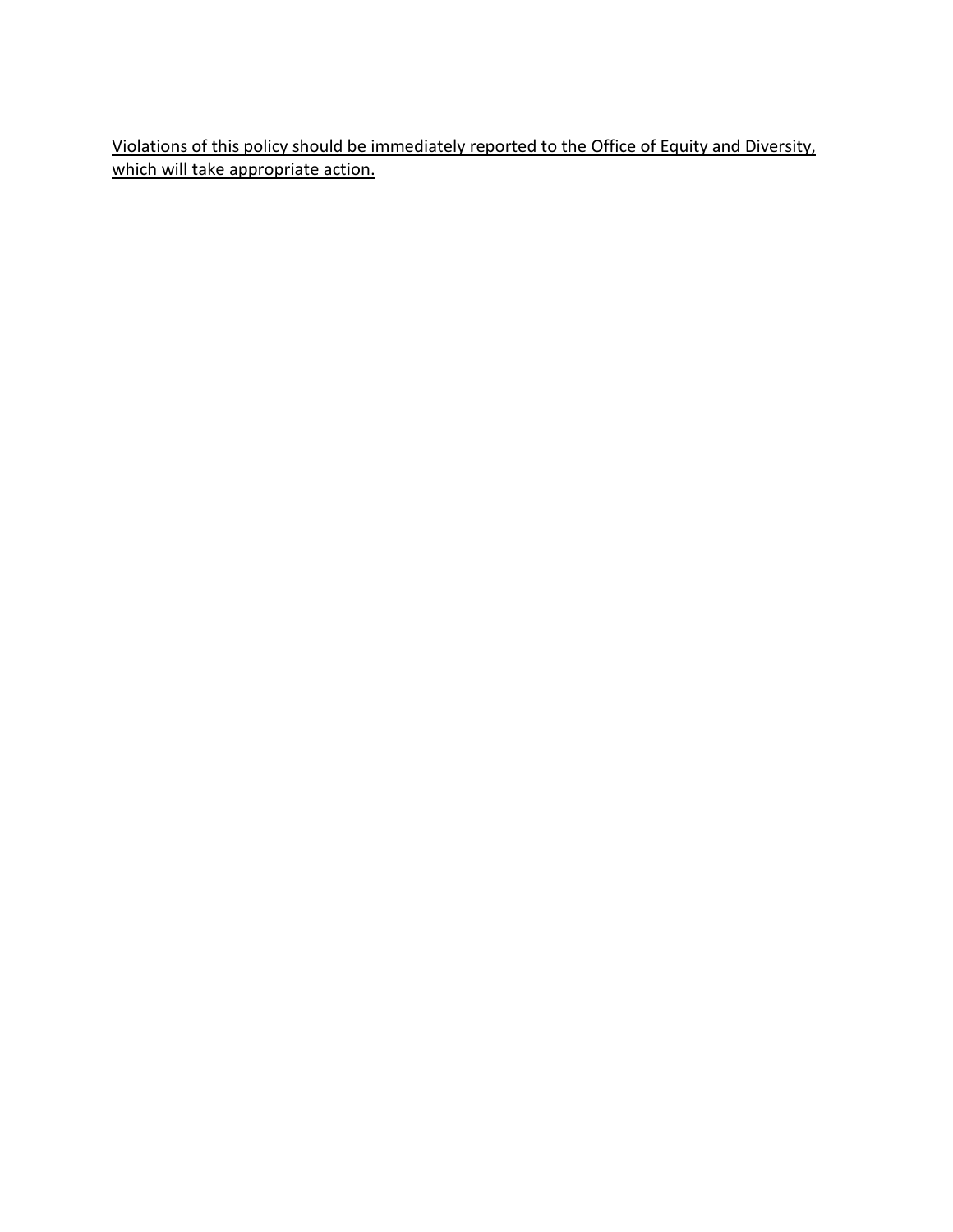<u>Violations of this policy should be immediately reported to the Office of Equity and Diversity, which will take appropriate action.</u>